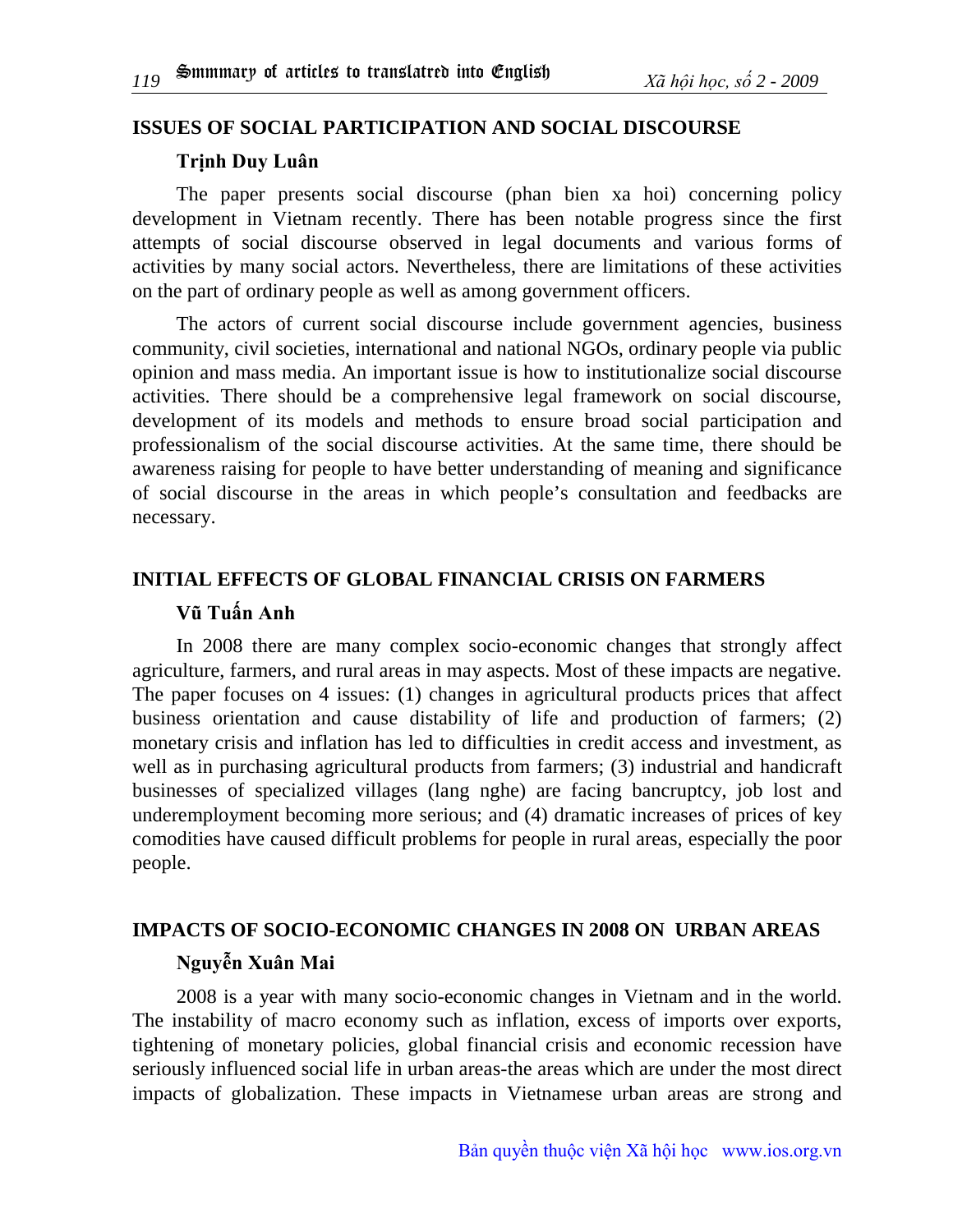## ISSUES OF SOCIAL PARTICIPATION AND SOCIAL DISCOURSE

**Trịnh Duy Luân**

The paper presents social discourse (phan bien xa hoi) concerning policy development in Vietnam recently. There has been notable progress since the first attempts of social discourse observed in legal documents and various forms of activities by many social actors. Nevertheless, there are limitations of these activities on the part of ordinary people as well as among government officers.

The actors of current social discourse include government agencies, business community, civil societies, international and national NGOs, ordinary people via public opinion and mass media. An important issue is how to institutionalize social discourse activities. There should be a comprehensive legal framework on social discourse, development of its models and methods to ensure broad social participation and professionalism of the social discourse activities. At the same time, there should be awareness raising for people to have better understanding of meaning and significance of social discourse in the areas in which people's consultation and feedbacks are necessary.

## INITIAL EFFECTS OF GLOBAL FINANCIAL CRISIS ON FARMERS

**Vũ Tuấn Anh**

In 2008 there are many complex socio-economic changes that strongly affect agriculture, farmers, and rural areas in may aspects. Most of these impacts are negative. The paper focuses on 4 issues: (1) changes in agricultural products prices that affect business orientation and cause distability of life and production of farmers; (2) monetary crisis and inflation has led to difficulties in credit access and investment, as well as in purchasing agricultural products from farmers; (3) industrial and handicraft businesses of specialized villages (lang nghe) are facing bancruptcy, job lost and underemployment becoming more serious; and (4) dramatic increases of prices of key comodities have caused difficult problems for people in rural areas, especially the poor people.

## IMPACTS OF SOCIO-ECONOMIC CHANGES IN 2008 ON URBAN AREAS

**Nguyễn Xuân Mai**

2008 is a year with many socio-economic changes in Vietnam and in the world. The instability of macro economy such as inflation, excess of imports over exports, tightening of monetary policies, global financial crisis and economic recession have seriously influenced social life in urban areas-the areas which are under the most direct impacts of globalization. These impacts in Vietnamese urban areas are strong and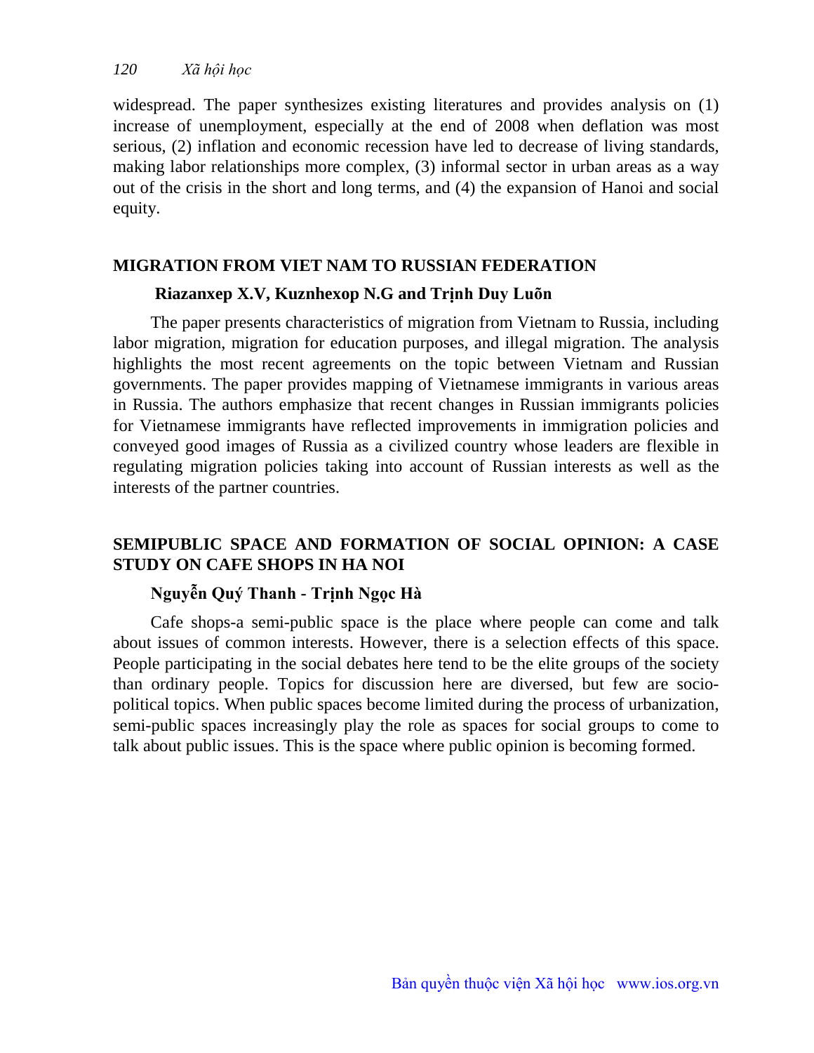widespread. The paper synthesizes existing literatures and provides analysis on (1) increase of unemployment, especially at the end of 2008 when deflation was most serious, (2) inflation and economic recession have led to decrease of living standards, making labor relationships more complex, (3) informal sector in urban areas as a way out of the crisis in the short and long terms, and (4) the expansion of Hanoi and social equity.

## MIGRATION FROM VIET NAM TO RUSSIAN FEDERATION

**Riazanxep X.V, Kuznhexop N.G and Trịnh Duy Luõn**

The paper presents characteristics of migration from Vietnam to Russia, including labor migration, migration for education purposes, and illegal migration. The analysis highlights the most recent agreements on the topic between Vietnam and Russian governments. The paper provides mapping of Vietnamese immigrants in various areas in Russia. The authors emphasize that recent changes in Russian immigrants policies for Vietnamese immigrants have reflected improvements in immigration policies and conveyed good images of Russia as a civilized country whose leaders are flexible in regulating migration policies taking into account of Russian interests as well as the interests of the partner countries.

## SEMIPUBLIC SPACE AND FORMATION OF SOCIAL OPINION: A CASE STUDY ON CAFE SHOPS IN HA NOI

**Nguyễn Quý Thanh - Trịnh Ngọc Hà**

Cafe shops-a semi-public space is the place where people can come and talk about issues of common interests. However, there is a selection effects of this space. People participating in the social debates here tend to be the elite groups of the society than ordinary people. Topics for discussion here are diversed, but few are socio-political topics. When public spaces become limited during the process of urbanization, semi-public spaces increasingly play the role as spaces for social groups to come to talk about public issues. This is the space where public opinion is becoming formed.